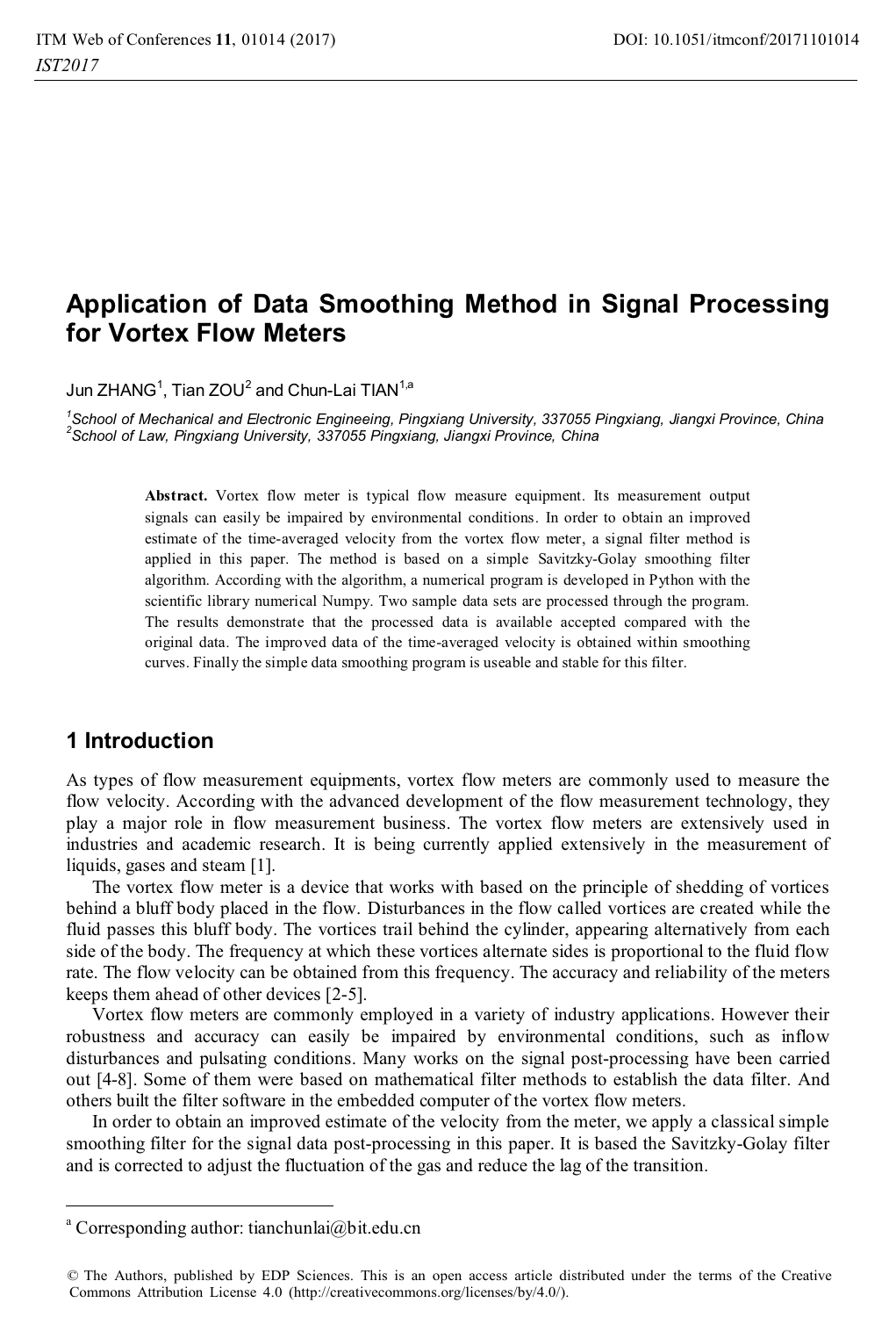# Application of Data Smoothing Method in Signal Processing for Vortex Flow Meters

Jun ZHANG[1], Tian ZOU[2] and Chun-Lai TIAN[1,a]

[1]*School of Mechanical and Electronic Engineeing, Pingxiang University, 337055 Pingxiang, Jiangxi Province, China*
[2]*School of Law, Pingxiang University, 337055 Pingxiang, Jiangxi Province, China*

**Abstract.** Vortex flow meter is typical flow measure equipment. Its measurement output signals can easily be impaired by environmental conditions. In order to obtain an improved estimate of the time-averaged velocity from the vortex flow meter, a signal filter method is applied in this paper. The method is based on a simple Savitzky-Golay smoothing filter algorithm. According with the algorithm, a numerical program is developed in Python with the scientific library numerical Numpy. Two sample data sets are processed through the program. The results demonstrate that the processed data is available accepted compared with the original data. The improved data of the time-averaged velocity is obtained within smoothing curves. Finally the simple data smoothing program is useable and stable for this filter.

## 1 Introduction

As types of flow measurement equipments, vortex flow meters are commonly used to measure the flow velocity. According with the advanced development of the flow measurement technology, they play a major role in flow measurement business. The vortex flow meters are extensively used in industries and academic research. It is being currently applied extensively in the measurement of liquids, gases and steam [1].

The vortex flow meter is a device that works with based on the principle of shedding of vortices behind a bluff body placed in the flow. Disturbances in the flow called vortices are created while the fluid passes this bluff body. The vortices trail behind the cylinder, appearing alternatively from each side of the body. The frequency at which these vortices alternate sides is proportional to the fluid flow rate. The flow velocity can be obtained from this frequency. The accuracy and reliability of the meters keeps them ahead of other devices [2-5].

Vortex flow meters are commonly employed in a variety of industry applications. However their robustness and accuracy can easily be impaired by environmental conditions, such as inflow disturbances and pulsating conditions. Many works on the signal post-processing have been carried out [4-8]. Some of them were based on mathematical filter methods to establish the data filter. And others built the filter software in the embedded computer of the vortex flow meters.

In order to obtain an improved estimate of the velocity from the meter, we apply a classical simple smoothing filter for the signal data post-processing in this paper. It is based the Savitzky-Golay filter and is corrected to adjust the fluctuation of the gas and reduce the lag of the transition.

---

[a] Corresponding author: tianchunlai@bit.edu.cn

© The Authors, published by EDP Sciences. This is an open access article distributed under the terms of the Creative Commons Attribution License 4.0 (http://creativecommons.org/licenses/by/4.0/).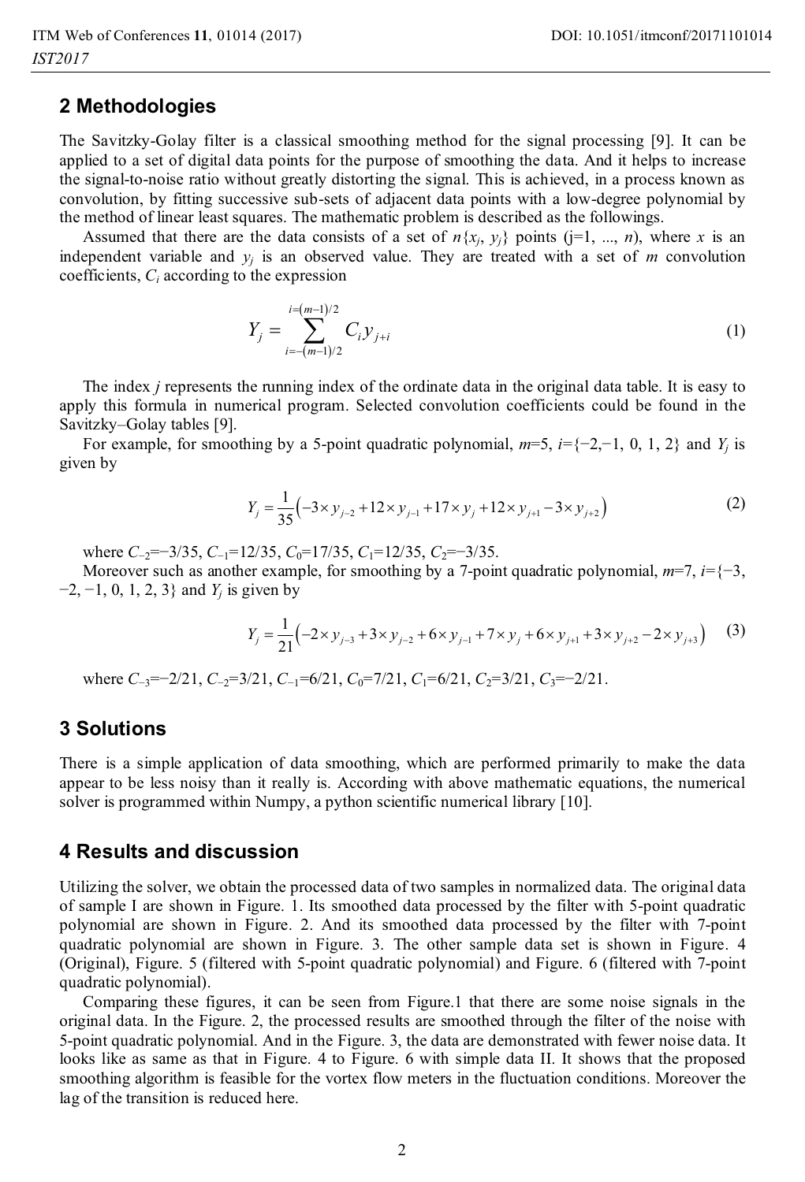## 2 Methodologies

The Savitzky-Golay filter is a classical smoothing method for the signal processing [9]. It can be applied to a set of digital data points for the purpose of smoothing the data. And it helps to increase the signal-to-noise ratio without greatly distorting the signal. This is achieved, in a process known as convolution, by fitting successive sub-sets of adjacent data points with a low-degree polynomial by the method of linear least squares. The mathematic problem is described as the followings.

Assumed that there are the data consists of a set of $n\{x_j, y_j\}$ points (j=1, ..., $n$), where $x$ is an independent variable and $y_j$ is an observed value. They are treated with a set of $m$ convolution coefficients, $C_i$ according to the expression

$$Y_j = \sum_{i=-(m-1)/2}^{i=(m-1)/2} C_i y_{j+i} \tag{1}$$

The index $j$ represents the running index of the ordinate data in the original data table. It is easy to apply this formula in numerical program. Selected convolution coefficients could be found in the Savitzky–Golay tables [9].

For example, for smoothing by a 5-point quadratic polynomial, $m$=5, $i$={−2,−1, 0, 1, 2} and $Y_j$ is given by

$$Y_j = \frac{1}{35}\left(-3\times y_{j-2} + 12\times y_{j-1} + 17\times y_j + 12\times y_{j+1} - 3\times y_{j+2}\right) \tag{2}$$

where $C_{-2}=-3/35$, $C_{-1}=12/35$, $C_0=17/35$, $C_1=12/35$, $C_2=-3/35$.

Moreover such as another example, for smoothing by a 7-point quadratic polynomial, $m$=7, $i$={−3, −2, −1, 0, 1, 2, 3} and $Y_j$ is given by

$$Y_j = \frac{1}{21}\left(-2\times y_{j-3} + 3\times y_{j-2} + 6\times y_{j-1} + 7\times y_j + 6\times y_{j+1} + 3\times y_{j+2} - 2\times y_{j+3}\right) \tag{3}$$

where $C_{-3}=-2/21$, $C_{-2}=3/21$, $C_{-1}=6/21$, $C_0=7/21$, $C_1=6/21$, $C_2=3/21$, $C_3=-2/21$.

## 3 Solutions

There is a simple application of data smoothing, which are performed primarily to make the data appear to be less noisy than it really is. According with above mathematic equations, the numerical solver is programmed within Numpy, a python scientific numerical library [10].

## 4 Results and discussion

Utilizing the solver, we obtain the processed data of two samples in normalized data. The original data of sample I are shown in Figure. 1. Its smoothed data processed by the filter with 5-point quadratic polynomial are shown in Figure. 2. And its smoothed data processed by the filter with 7-point quadratic polynomial are shown in Figure. 3. The other sample data set is shown in Figure. 4 (Original), Figure. 5 (filtered with 5-point quadratic polynomial) and Figure. 6 (filtered with 7-point quadratic polynomial).

Comparing these figures, it can be seen from Figure.1 that there are some noise signals in the original data. In the Figure. 2, the processed results are smoothed through the filter of the noise with 5-point quadratic polynomial. And in the Figure. 3, the data are demonstrated with fewer noise data. It looks like as same as that in Figure. 4 to Figure. 6 with simple data II. It shows that the proposed smoothing algorithm is feasible for the vortex flow meters in the fluctuation conditions. Moreover the lag of the transition is reduced here.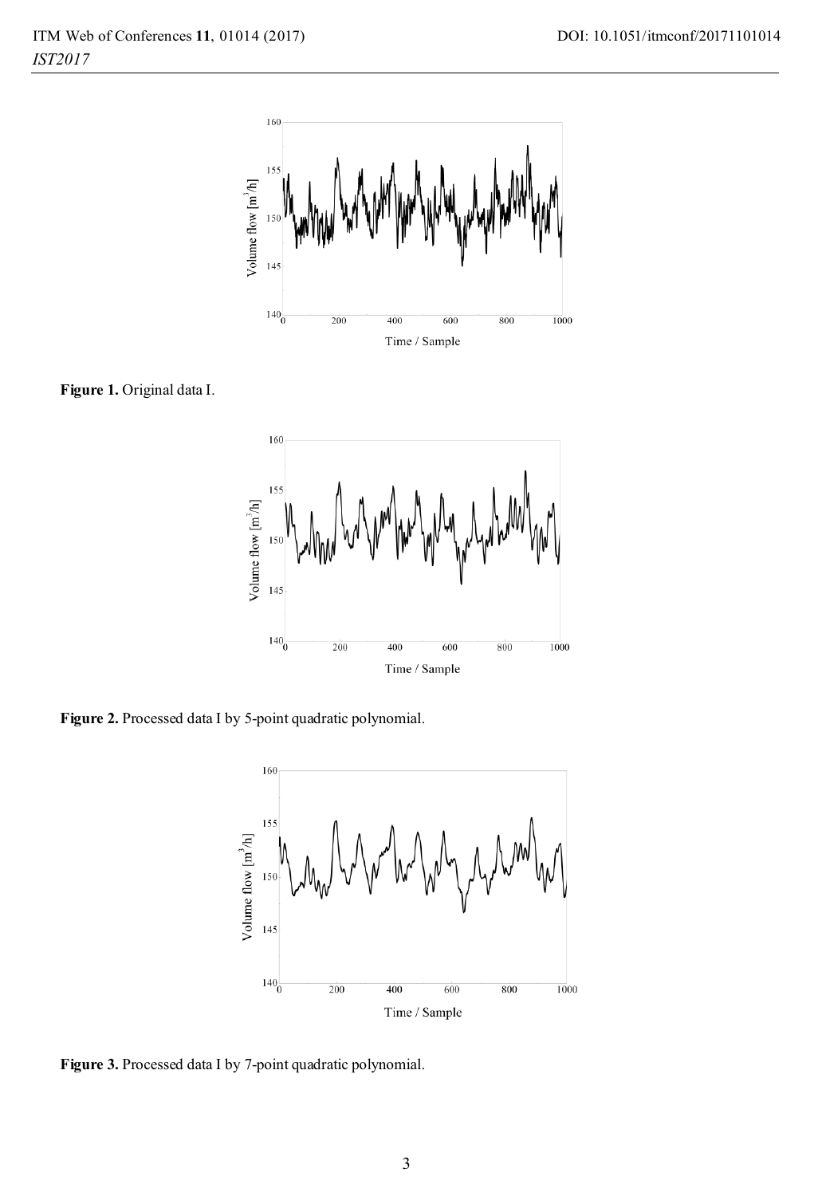Figure 1. Original data I.

Figure 2. Processed data I by 5-point quadratic polynomial.

Figure 3. Processed data I by 7-point quadratic polynomial.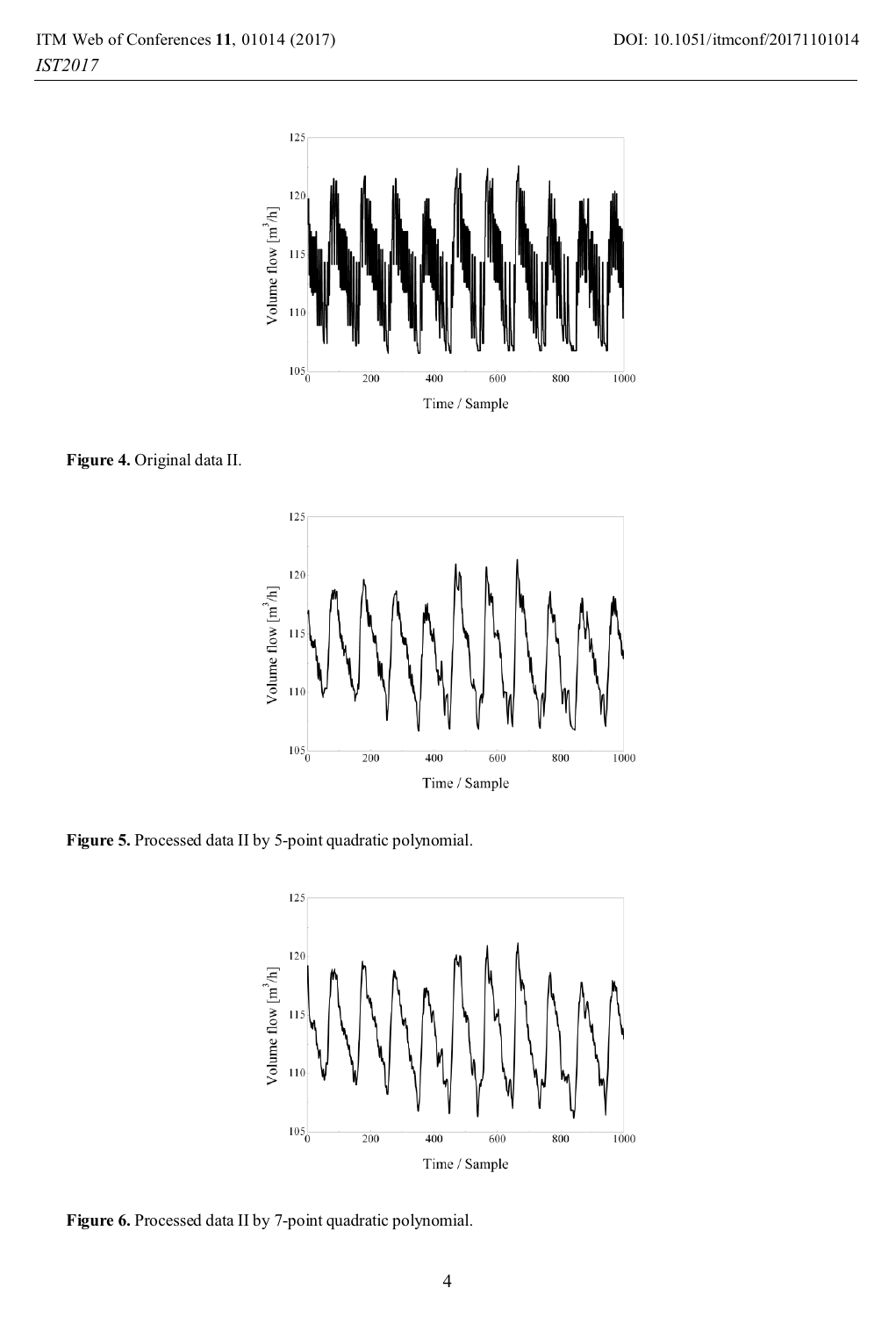Figure 4. Original data II.

Figure 5. Processed data II by 5-point quadratic polynomial.

Figure 6. Processed data II by 7-point quadratic polynomial.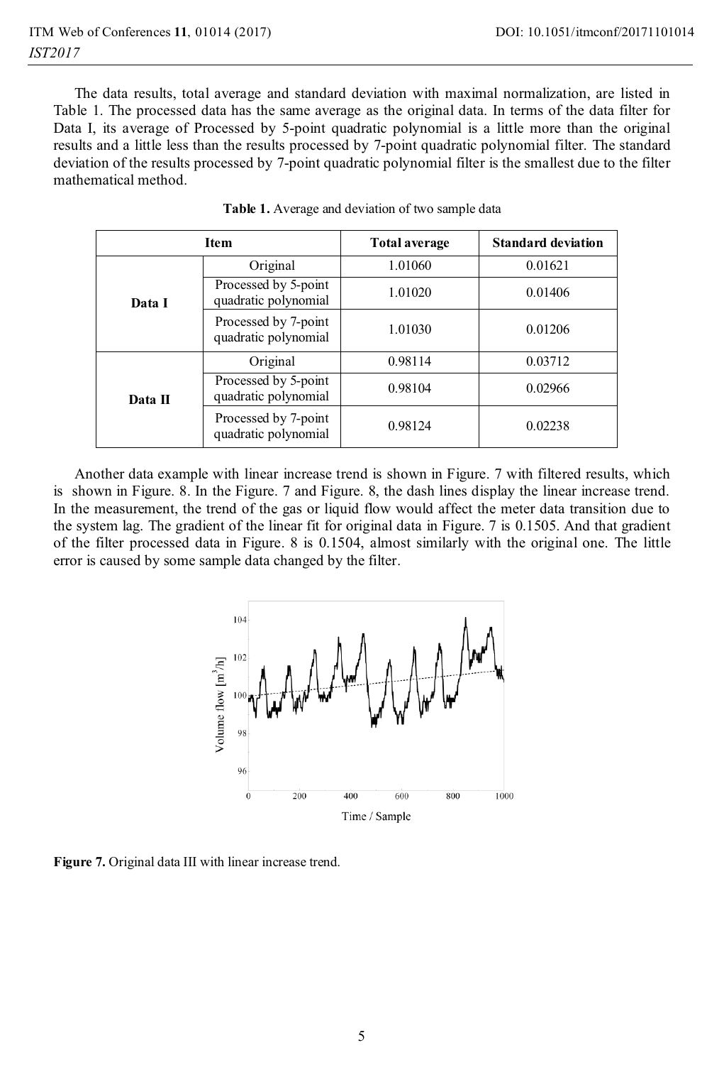The data results, total average and standard deviation with maximal normalization, are listed in Table 1. The processed data has the same average as the original data. In terms of the data filter for Data I, its average of Processed by 5-point quadratic polynomial is a little more than the original results and a little less than the results processed by 7-point quadratic polynomial filter. The standard deviation of the results processed by 7-point quadratic polynomial filter is the smallest due to the filter mathematical method.

**Table 1.** Average and deviation of two sample data

| Item | | Total average | Standard deviation |
|---|---|---|---|
| **Data I** | Original | 1.01060 | 0.01621 |
| | Processed by 5-point quadratic polynomial | 1.01020 | 0.01406 |
| | Processed by 7-point quadratic polynomial | 1.01030 | 0.01206 |
| **Data II** | Original | 0.98114 | 0.03712 |
| | Processed by 5-point quadratic polynomial | 0.98104 | 0.02966 |
| | Processed by 7-point quadratic polynomial | 0.98124 | 0.02238 |

Another data example with linear increase trend is shown in Figure. 7 with filtered results, which is shown in Figure. 8. In the Figure. 7 and Figure. 8, the dash lines display the linear increase trend. In the measurement, the trend of the gas or liquid flow would affect the meter data transition due to the system lag. The gradient of the linear fit for original data in Figure. 7 is 0.1505. And that gradient of the filter processed data in Figure. 8 is 0.1504, almost similarly with the original one. The little error is caused by some sample data changed by the filter.

**Figure 7.** Original data III with linear increase trend.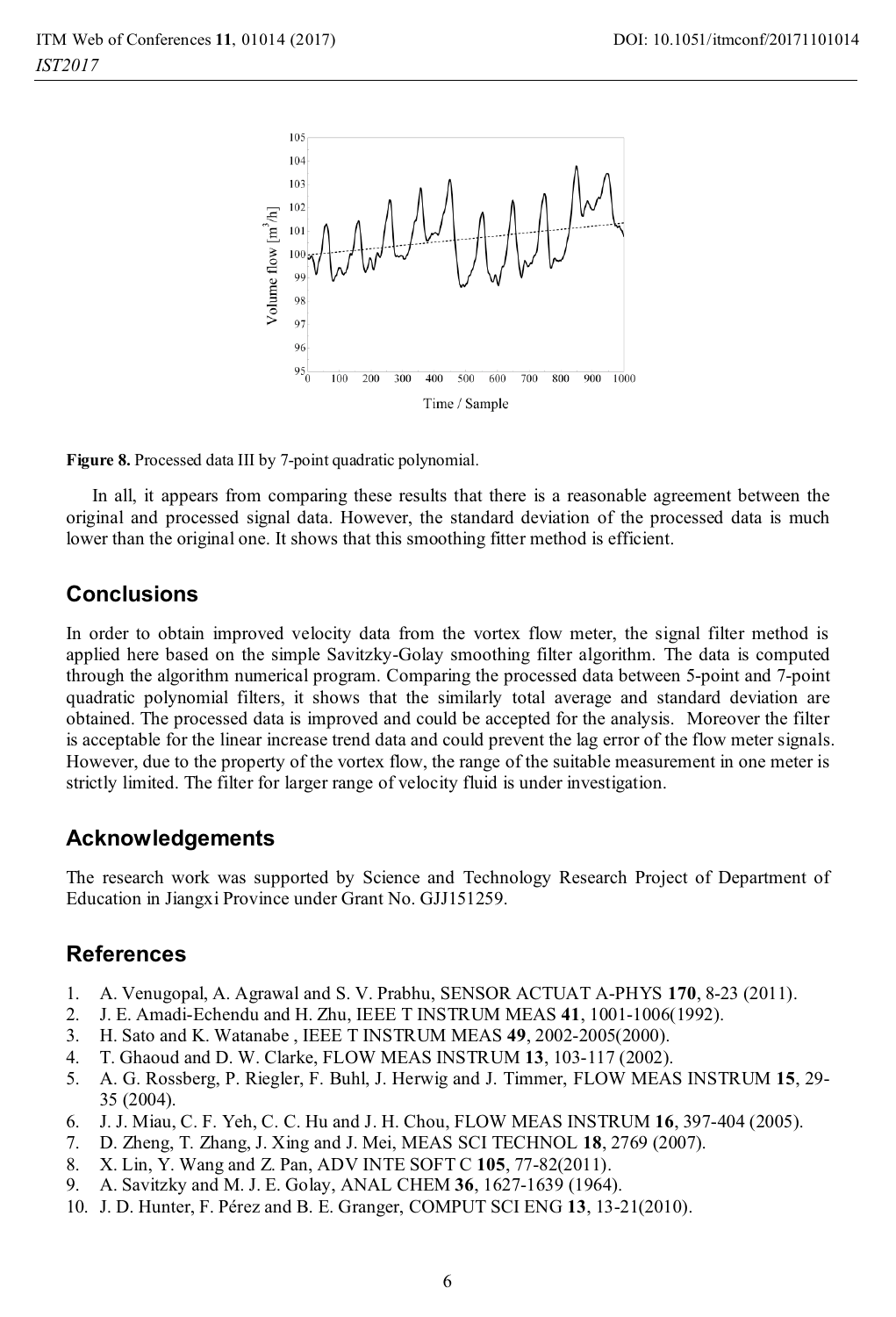105
104
103
102
101
100
99
98
97
96
95

Volume flow [$m^3$/h]

0 100 200 300 400 500 600 700 800 900 1000

Time / Sample

**Figure 8.** Processed data III by 7-point quadratic polynomial.

In all, it appears from comparing these results that there is a reasonable agreement between the original and processed signal data. However, the standard deviation of the processed data is much lower than the original one. It shows that this smoothing fitter method is efficient.

## Conclusions

In order to obtain improved velocity data from the vortex flow meter, the signal filter method is applied here based on the simple Savitzky-Golay smoothing filter algorithm. The data is computed through the algorithm numerical program. Comparing the processed data between 5-point and 7-point quadratic polynomial filters, it shows that the similarly total average and standard deviation are obtained. The processed data is improved and could be accepted for the analysis. Moreover the filter is acceptable for the linear increase trend data and could prevent the lag error of the flow meter signals. However, due to the property of the vortex flow, the range of the suitable measurement in one meter is strictly limited. The filter for larger range of velocity fluid is under investigation.

## Acknowledgements

The research work was supported by Science and Technology Research Project of Department of Education in Jiangxi Province under Grant No. GJJ151259.

## References

1. A. Venugopal, A. Agrawal and S. V. Prabhu, SENSOR ACTUAT A-PHYS **170**, 8-23 (2011).
2. J. E. Amadi-Echendu and H. Zhu, IEEE T INSTRUM MEAS **41**, 1001-1006(1992).
3. H. Sato and K. Watanabe , IEEE T INSTRUM MEAS **49**, 2002-2005(2000).
4. T. Ghaoud and D. W. Clarke, FLOW MEAS INSTRUM **13**, 103-117 (2002).
5. A. G. Rossberg, P. Riegler, F. Buhl, J. Herwig and J. Timmer, FLOW MEAS INSTRUM **15**, 29-35 (2004).
6. J. J. Miau, C. F. Yeh, C. C. Hu and J. H. Chou, FLOW MEAS INSTRUM **16**, 397-404 (2005).
7. D. Zheng, T. Zhang, J. Xing and J. Mei, MEAS SCI TECHNOL **18**, 2769 (2007).
8. X. Lin, Y. Wang and Z. Pan, ADV INTE SOFT C **105**, 77-82(2011).
9. A. Savitzky and M. J. E. Golay, ANAL CHEM **36**, 1627-1639 (1964).
10. J. D. Hunter, F. Pérez and B. E. Granger, COMPUT SCI ENG **13**, 13-21(2010).